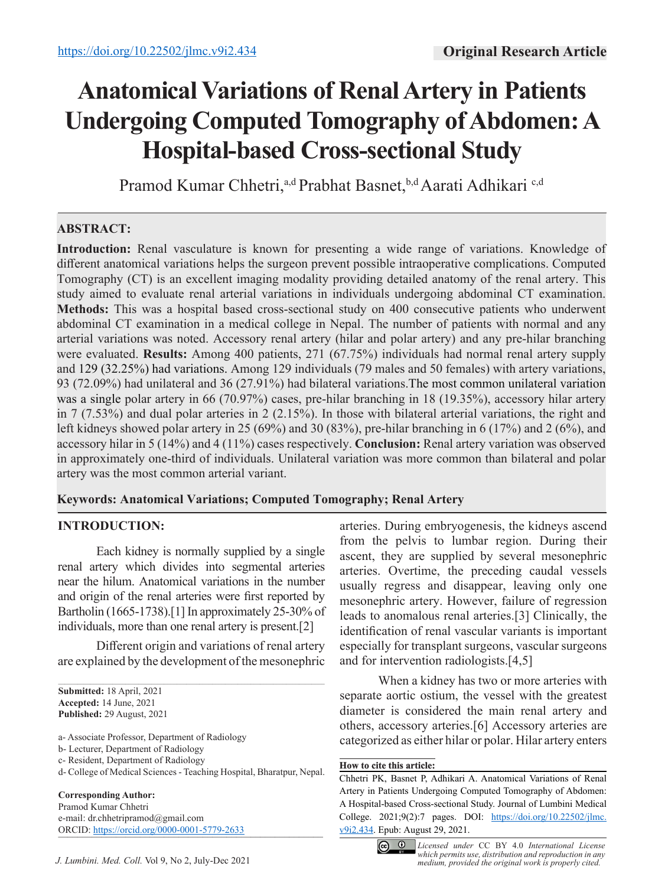https://doi.org/10.22502/jlmc.v9i2.434

**Original Research Article**

# Anatomical Variations of Renal Artery in Patients Undergoing Computed Tomography of Abdomen: A Hospital-based Cross-sectional Study

Pramod Kumar Chhetri,[a,d] Prabhat Basnet,[b,d] Aarati Adhikari [c,d]

## ABSTRACT:

**Introduction:** Renal vasculature is known for presenting a wide range of variations. Knowledge of different anatomical variations helps the surgeon prevent possible intraoperative complications. Computed Tomography (CT) is an excellent imaging modality providing detailed anatomy of the renal artery. This study aimed to evaluate renal arterial variations in individuals undergoing abdominal CT examination. **Methods:** This was a hospital based cross-sectional study on 400 consecutive patients who underwent abdominal CT examination in a medical college in Nepal. The number of patients with normal and any arterial variations was noted. Accessory renal artery (hilar and polar artery) and any pre-hilar branching were evaluated. **Results:** Among 400 patients, 271 (67.75%) individuals had normal renal artery supply and 129 (32.25%) had variations. Among 129 individuals (79 males and 50 females) with artery variations, 93 (72.09%) had unilateral and 36 (27.91%) had bilateral variations. The most common unilateral variation was a single polar artery in 66 (70.97%) cases, pre-hilar branching in 18 (19.35%), accessory hilar artery in 7 (7.53%) and dual polar arteries in 2 (2.15%). In those with bilateral arterial variations, the right and left kidneys showed polar artery in 25 (69%) and 30 (83%), pre-hilar branching in 6 (17%) and 2 (6%), and accessory hilar in 5 (14%) and 4 (11%) cases respectively. **Conclusion:** Renal artery variation was observed in approximately one-third of individuals. Unilateral variation was more common than bilateral and polar artery was the most common arterial variant.

**Keywords: Anatomical Variations; Computed Tomography; Renal Artery**

## INTRODUCTION:

Each kidney is normally supplied by a single renal artery which divides into segmental arteries near the hilum. Anatomical variations in the number and origin of the renal arteries were first reported by Bartholin (1665-1738).[1] In approximately 25-30% of individuals, more than one renal artery is present.[2]

Different origin and variations of renal artery are explained by the development of the mesonephric arteries. During embryogenesis, the kidneys ascend from the pelvis to lumbar region. During their ascent, they are supplied by several mesonephric arteries. Overtime, the preceding caudal vessels usually regress and disappear, leaving only one mesonephric artery. However, failure of regression leads to anomalous renal arteries.[3] Clinically, the identification of renal vascular variants is important especially for transplant surgeons, vascular surgeons and for intervention radiologists.[4,5]

When a kidney has two or more arteries with separate aortic ostium, the vessel with the greatest diameter is considered the main renal artery and others, accessory arteries.[6] Accessory arteries are categorized as either hilar or polar. Hilar artery enters

**Submitted:** 18 April, 2021
**Accepted:** 14 June, 2021
**Published:** 29 August, 2021

a- Associate Professor, Department of Radiology
b- Lecturer, Department of Radiology
c- Resident, Department of Radiology
d- College of Medical Sciences - Teaching Hospital, Bharatpur, Nepal.

**Corresponding Author:**
Pramod Kumar Chhetri
e-mail: dr.chhetripramod@gmail.com
ORCID: https://orcid.org/0000-0001-5779-2633

**How to cite this article:**
Chhetri PK, Basnet P, Adhikari A. Anatomical Variations of Renal Artery in Patients Undergoing Computed Tomography of Abdomen: A Hospital-based Cross-sectional Study. Journal of Lumbini Medical College. 2021;9(2):7 pages. DOI: https://doi.org/10.22502/jlmc.v9i2.434. Epub: August 29, 2021.

*Licensed under* CC BY 4.0 *International License which permits use, distribution and reproduction in any medium, provided the original work is properly cited.*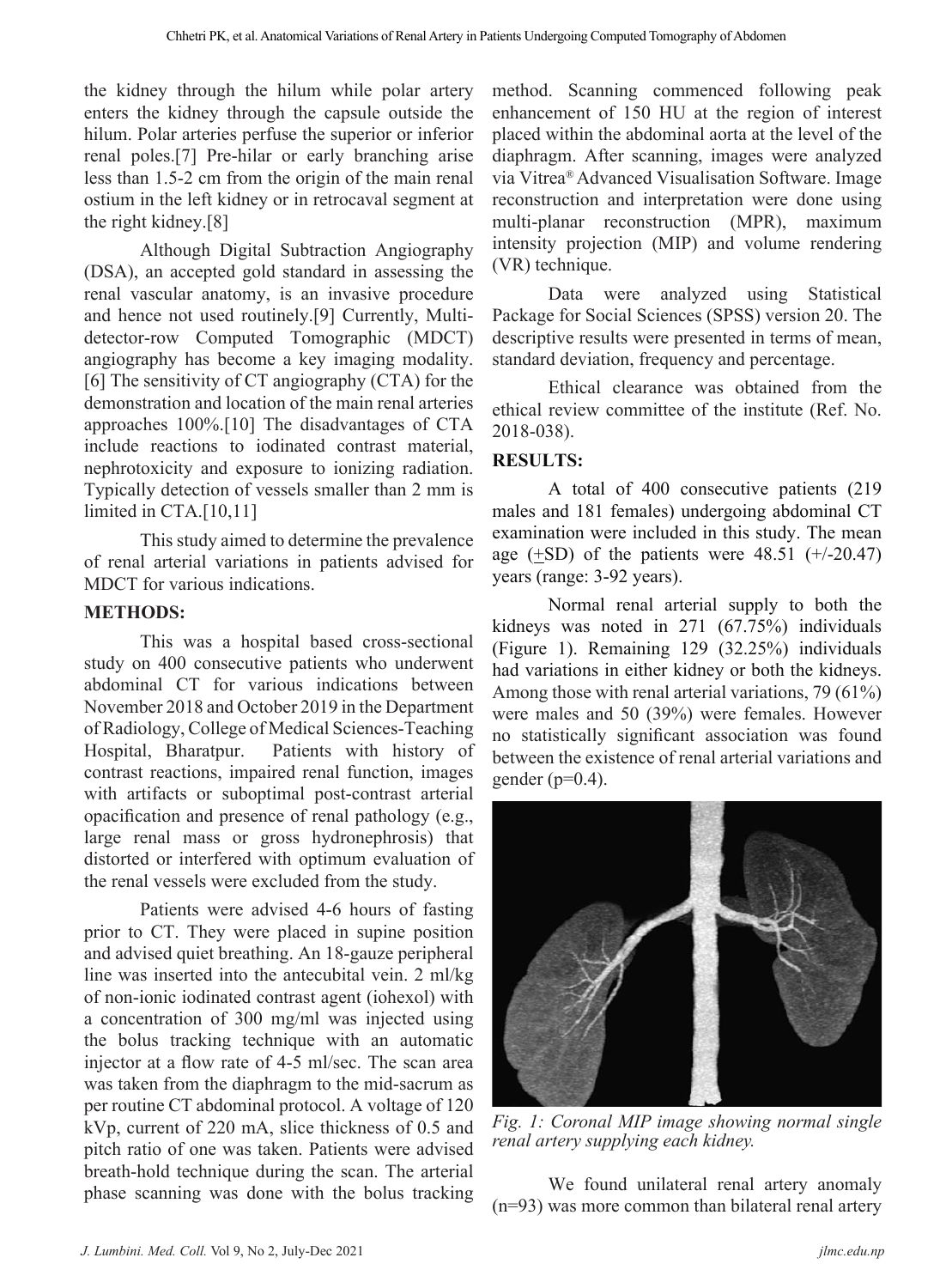the kidney through the hilum while polar artery enters the kidney through the capsule outside the hilum. Polar arteries perfuse the superior or inferior renal poles.[7] Pre-hilar or early branching arise less than 1.5-2 cm from the origin of the main renal ostium in the left kidney or in retrocaval segment at the right kidney.[8]

Although Digital Subtraction Angiography (DSA), an accepted gold standard in assessing the renal vascular anatomy, is an invasive procedure and hence not used routinely.[9] Currently, Multi-detector-row Computed Tomographic (MDCT) angiography has become a key imaging modality.[6] The sensitivity of CT angiography (CTA) for the demonstration and location of the main renal arteries approaches 100%.[10] The disadvantages of CTA include reactions to iodinated contrast material, nephrotoxicity and exposure to ionizing radiation. Typically detection of vessels smaller than 2 mm is limited in CTA.[10,11]

This study aimed to determine the prevalence of renal arterial variations in patients advised for MDCT for various indications.

## METHODS:

This was a hospital based cross-sectional study on 400 consecutive patients who underwent abdominal CT for various indications between November 2018 and October 2019 in the Department of Radiology, College of Medical Sciences-Teaching Hospital, Bharatpur. Patients with history of contrast reactions, impaired renal function, images with artifacts or suboptimal post-contrast arterial opacification and presence of renal pathology (e.g., large renal mass or gross hydronephrosis) that distorted or interfered with optimum evaluation of the renal vessels were excluded from the study.

Patients were advised 4-6 hours of fasting prior to CT. They were placed in supine position and advised quiet breathing. An 18-gauze peripheral line was inserted into the antecubital vein. 2 ml/kg of non-ionic iodinated contrast agent (iohexol) with a concentration of 300 mg/ml was injected using the bolus tracking technique with an automatic injector at a flow rate of 4-5 ml/sec. The scan area was taken from the diaphragm to the mid-sacrum as per routine CT abdominal protocol. A voltage of 120 kVp, current of 220 mA, slice thickness of 0.5 and pitch ratio of one was taken. Patients were advised breath-hold technique during the scan. The arterial phase scanning was done with the bolus tracking method. Scanning commenced following peak enhancement of 150 HU at the region of interest placed within the abdominal aorta at the level of the diaphragm. After scanning, images were analyzed via Vitrea® Advanced Visualisation Software. Image reconstruction and interpretation were done using multi-planar reconstruction (MPR), maximum intensity projection (MIP) and volume rendering (VR) technique.

Data were analyzed using Statistical Package for Social Sciences (SPSS) version 20. The descriptive results were presented in terms of mean, standard deviation, frequency and percentage.

Ethical clearance was obtained from the ethical review committee of the institute (Ref. No. 2018-038).

## RESULTS:

A total of 400 consecutive patients (219 males and 181 females) undergoing abdominal CT examination were included in this study. The mean age (±SD) of the patients were 48.51 (+/-20.47) years (range: 3-92 years).

Normal renal arterial supply to both the kidneys was noted in 271 (67.75%) individuals (Figure 1). Remaining 129 (32.25%) individuals had variations in either kidney or both the kidneys. Among those with renal arterial variations, 79 (61%) were males and 50 (39%) were females. However no statistically significant association was found between the existence of renal arterial variations and gender ($p=0.4$).

*Fig. 1: Coronal MIP image showing normal single renal artery supplying each kidney.*

We found unilateral renal artery anomaly (n=93) was more common than bilateral renal artery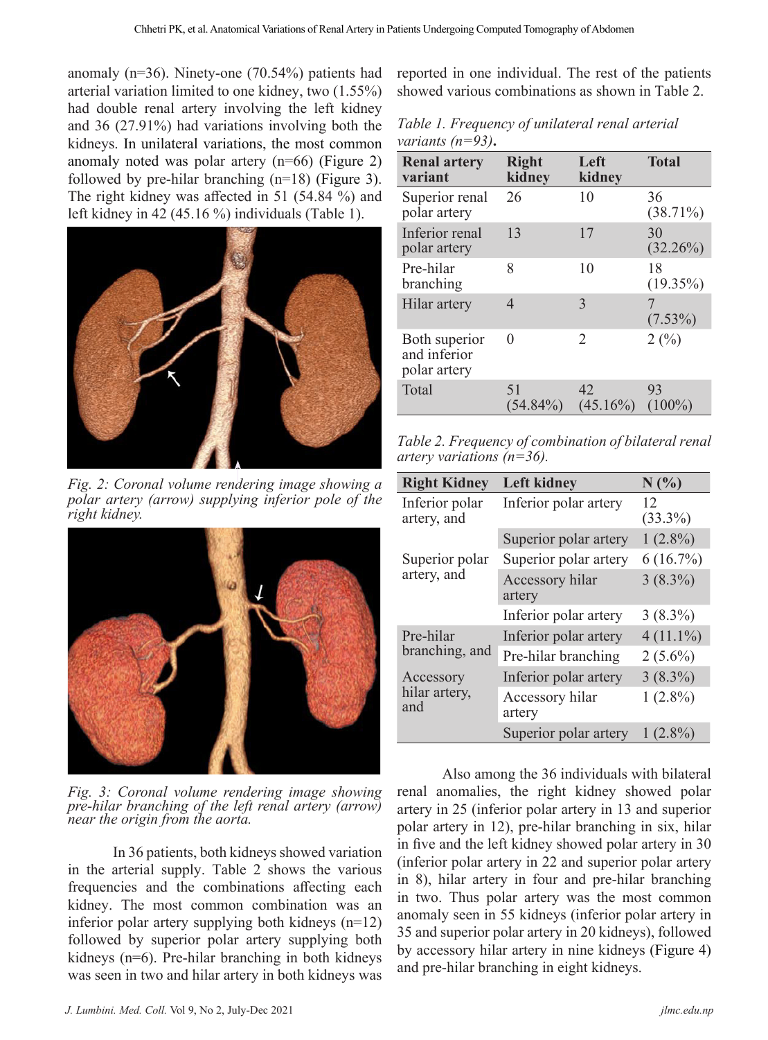anomaly (n=36). Ninety-one (70.54%) patients had arterial variation limited to one kidney, two (1.55%) had double renal artery involving the left kidney and 36 (27.91%) had variations involving both the kidneys. In unilateral variations, the most common anomaly noted was polar artery (n=66) (Figure 2) followed by pre-hilar branching (n=18) (Figure 3). The right kidney was affected in 51 (54.84 %) and left kidney in 42 (45.16 %) individuals (Table 1).

*Fig. 2: Coronal volume rendering image showing a polar artery (arrow) supplying inferior pole of the right kidney.*

*Fig. 3: Coronal volume rendering image showing pre-hilar branching of the left renal artery (arrow) near the origin from the aorta.*

In 36 patients, both kidneys showed variation in the arterial supply. Table 2 shows the various frequencies and the combinations affecting each kidney. The most common combination was an inferior polar artery supplying both kidneys (n=12) followed by superior polar artery supplying both kidneys (n=6). Pre-hilar branching in both kidneys was seen in two and hilar artery in both kidneys was reported in one individual. The rest of the patients showed various combinations as shown in Table 2.

*Table 1. Frequency of unilateral renal arterial variants (n=93)*.

| Renal artery variant | Right kidney | Left kidney | Total |
|---|---|---|---|
| Superior renal polar artery | 26 | 10 | 36 (38.71%) |
| Inferior renal polar artery | 13 | 17 | 30 (32.26%) |
| Pre-hilar branching | 8 | 10 | 18 (19.35%) |
| Hilar artery | 4 | 3 | 7 (7.53%) |
| Both superior and inferior polar artery | 0 | 2 | 2 (%) |
| Total | 51 (54.84%) | 42 (45.16%) | 93 (100%) |

*Table 2. Frequency of combination of bilateral renal artery variations (n=36).*

| Right Kidney | Left kidney | N (%) |
|---|---|---|
| Inferior polar artery, and | Inferior polar artery | 12 (33.3%) |
| | Superior polar artery | 1 (2.8%) |
| Superior polar artery, and | Superior polar artery | 6 (16.7%) |
| | Accessory hilar artery | 3 (8.3%) |
| | Inferior polar artery | 3 (8.3%) |
| Pre-hilar branching, and | Inferior polar artery | 4 (11.1%) |
| | Pre-hilar branching | 2 (5.6%) |
| Accessory hilar artery, and | Inferior polar artery | 3 (8.3%) |
| | Accessory hilar artery | 1 (2.8%) |
| | Superior polar artery | 1 (2.8%) |

Also among the 36 individuals with bilateral renal anomalies, the right kidney showed polar artery in 25 (inferior polar artery in 13 and superior polar artery in 12), pre-hilar branching in six, hilar in five and the left kidney showed polar artery in 30 (inferior polar artery in 22 and superior polar artery in 8), hilar artery in four and pre-hilar branching in two. Thus polar artery was the most common anomaly seen in 55 kidneys (inferior polar artery in 35 and superior polar artery in 20 kidneys), followed by accessory hilar artery in nine kidneys (Figure 4) and pre-hilar branching in eight kidneys.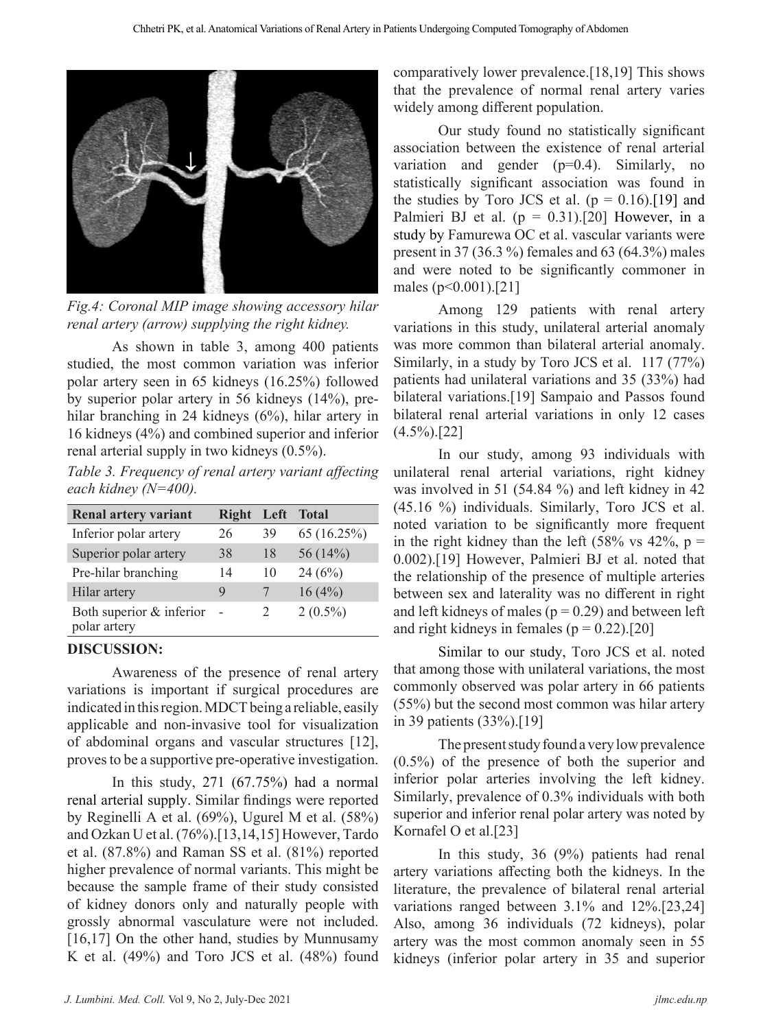*Fig.4: Coronal MIP image showing accessory hilar renal artery (arrow) supplying the right kidney.*

As shown in table 3, among 400 patients studied, the most common variation was inferior polar artery seen in 65 kidneys (16.25%) followed by superior polar artery in 56 kidneys (14%), pre-hilar branching in 24 kidneys (6%), hilar artery in 16 kidneys (4%) and combined superior and inferior renal arterial supply in two kidneys (0.5%).

*Table 3. Frequency of renal artery variant affecting each kidney (N=400).*

| Renal artery variant | Right | Left | Total |
|---|---|---|---|
| Inferior polar artery | 26 | 39 | 65 (16.25%) |
| Superior polar artery | 38 | 18 | 56 (14%) |
| Pre-hilar branching | 14 | 10 | 24 (6%) |
| Hilar artery | 9 | 7 | 16 (4%) |
| Both superior & inferior polar artery | - | 2 | 2 (0.5%) |

## DISCUSSION:

Awareness of the presence of renal artery variations is important if surgical procedures are indicated in this region. MDCT being a reliable, easily applicable and non-invasive tool for visualization of abdominal organs and vascular structures [12], proves to be a supportive pre-operative investigation.

In this study, 271 (67.75%) had a normal renal arterial supply. Similar findings were reported by Reginelli A et al. (69%), Ugurel M et al. (58%) and Ozkan U et al. (76%).[13,14,15] However, Tardo et al. (87.8%) and Raman SS et al. (81%) reported higher prevalence of normal variants. This might be because the sample frame of their study consisted of kidney donors only and naturally people with grossly abnormal vasculature were not included. [16,17] On the other hand, studies by Munnusamy K et al. (49%) and Toro JCS et al. (48%) found comparatively lower prevalence.[18,19] This shows that the prevalence of normal renal artery varies widely among different population.

Our study found no statistically significant association between the existence of renal arterial variation and gender (p=0.4). Similarly, no statistically significant association was found in the studies by Toro JCS et al. (p = 0.16).[19] and Palmieri BJ et al. (p = 0.31).[20] However, in a study by Famurewa OC et al. vascular variants were present in 37 (36.3 %) females and 63 (64.3%) males and were noted to be significantly commoner in males (p<0.001).[21]

Among 129 patients with renal artery variations in this study, unilateral arterial anomaly was more common than bilateral arterial anomaly. Similarly, in a study by Toro JCS et al. 117 (77%) patients had unilateral variations and 35 (33%) had bilateral variations.[19] Sampaio and Passos found bilateral renal arterial variations in only 12 cases (4.5%).[22]

In our study, among 93 individuals with unilateral renal arterial variations, right kidney was involved in 51 (54.84 %) and left kidney in 42 (45.16 %) individuals. Similarly, Toro JCS et al. noted variation to be significantly more frequent in the right kidney than the left (58% vs 42%, p = 0.002).[19] However, Palmieri BJ et al. noted that the relationship of the presence of multiple arteries between sex and laterality was no different in right and left kidneys of males (p = 0.29) and between left and right kidneys in females (p = 0.22).[20]

Similar to our study, Toro JCS et al. noted that among those with unilateral variations, the most commonly observed was polar artery in 66 patients (55%) but the second most common was hilar artery in 39 patients (33%).[19]

The present study found a very low prevalence (0.5%) of the presence of both the superior and inferior polar arteries involving the left kidney. Similarly, prevalence of 0.3% individuals with both superior and inferior renal polar artery was noted by Kornafel O et al.[23]

In this study, 36 (9%) patients had renal artery variations affecting both the kidneys. In the literature, the prevalence of bilateral renal arterial variations ranged between 3.1% and 12%.[23,24] Also, among 36 individuals (72 kidneys), polar artery was the most common anomaly seen in 55 kidneys (inferior polar artery in 35 and superior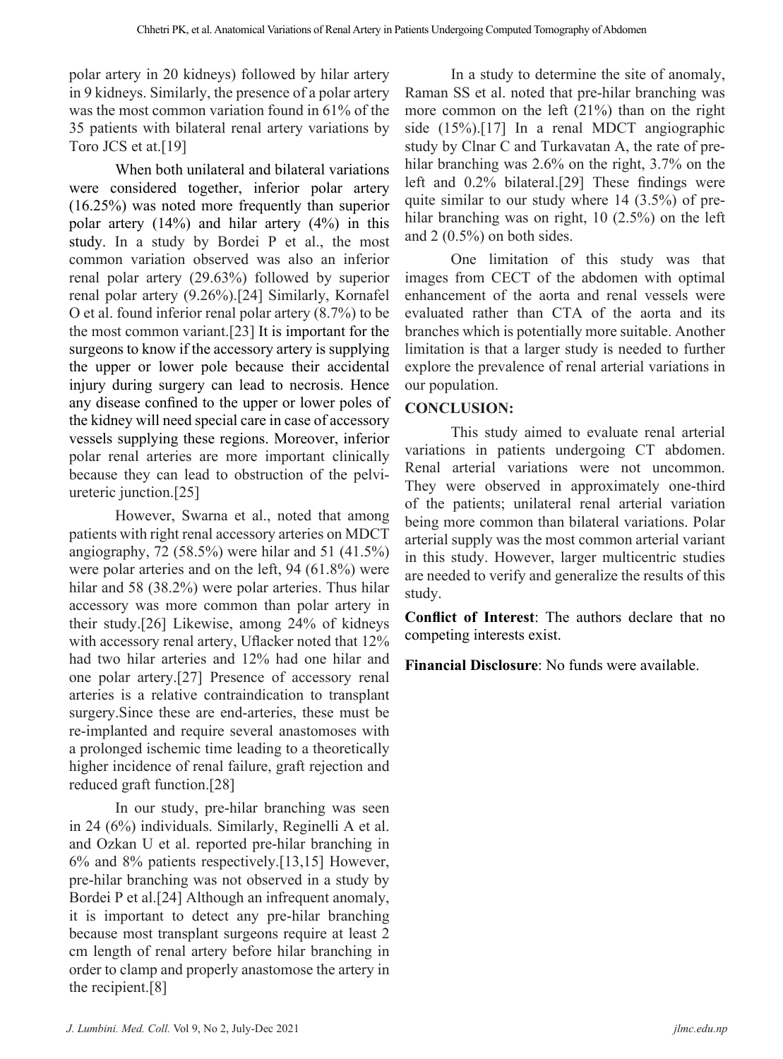polar artery in 20 kidneys) followed by hilar artery in 9 kidneys. Similarly, the presence of a polar artery was the most common variation found in 61% of the 35 patients with bilateral renal artery variations by Toro JCS et at.[19]

When both unilateral and bilateral variations were considered together, inferior polar artery (16.25%) was noted more frequently than superior polar artery (14%) and hilar artery (4%) in this study. In a study by Bordei P et al., the most common variation observed was also an inferior renal polar artery (29.63%) followed by superior renal polar artery (9.26%).[24] Similarly, Kornafel O et al. found inferior renal polar artery (8.7%) to be the most common variant.[23] It is important for the surgeons to know if the accessory artery is supplying the upper or lower pole because their accidental injury during surgery can lead to necrosis. Hence any disease confined to the upper or lower poles of the kidney will need special care in case of accessory vessels supplying these regions. Moreover, inferior polar renal arteries are more important clinically because they can lead to obstruction of the pelvi-ureteric junction.[25]

However, Swarna et al., noted that among patients with right renal accessory arteries on MDCT angiography, 72 (58.5%) were hilar and 51 (41.5%) were polar arteries and on the left, 94 (61.8%) were hilar and 58 (38.2%) were polar arteries. Thus hilar accessory was more common than polar artery in their study.[26] Likewise, among 24% of kidneys with accessory renal artery, Uflacker noted that 12% had two hilar arteries and 12% had one hilar and one polar artery.[27] Presence of accessory renal arteries is a relative contraindication to transplant surgery.Since these are end-arteries, these must be re-implanted and require several anastomoses with a prolonged ischemic time leading to a theoretically higher incidence of renal failure, graft rejection and reduced graft function.[28]

In our study, pre-hilar branching was seen in 24 (6%) individuals. Similarly, Reginelli A et al. and Ozkan U et al. reported pre-hilar branching in 6% and 8% patients respectively.[13,15] However, pre-hilar branching was not observed in a study by Bordei P et al.[24] Although an infrequent anomaly, it is important to detect any pre-hilar branching because most transplant surgeons require at least 2 cm length of renal artery before hilar branching in order to clamp and properly anastomose the artery in the recipient.[8]

In a study to determine the site of anomaly, Raman SS et al. noted that pre-hilar branching was more common on the left (21%) than on the right side (15%).[17] In a renal MDCT angiographic study by Clnar C and Turkavatan A, the rate of pre-hilar branching was 2.6% on the right, 3.7% on the left and 0.2% bilateral.[29] These findings were quite similar to our study where 14 (3.5%) of pre-hilar branching was on right, 10 (2.5%) on the left and 2 (0.5%) on both sides.

One limitation of this study was that images from CECT of the abdomen with optimal enhancement of the aorta and renal vessels were evaluated rather than CTA of the aorta and its branches which is potentially more suitable. Another limitation is that a larger study is needed to further explore the prevalence of renal arterial variations in our population.

## CONCLUSION:

This study aimed to evaluate renal arterial variations in patients undergoing CT abdomen. Renal arterial variations were not uncommon. They were observed in approximately one-third of the patients; unilateral renal arterial variation being more common than bilateral variations. Polar arterial supply was the most common arterial variant in this study. However, larger multicentric studies are needed to verify and generalize the results of this study.

**Conflict of Interest**: The authors declare that no competing interests exist.

**Financial Disclosure**: No funds were available.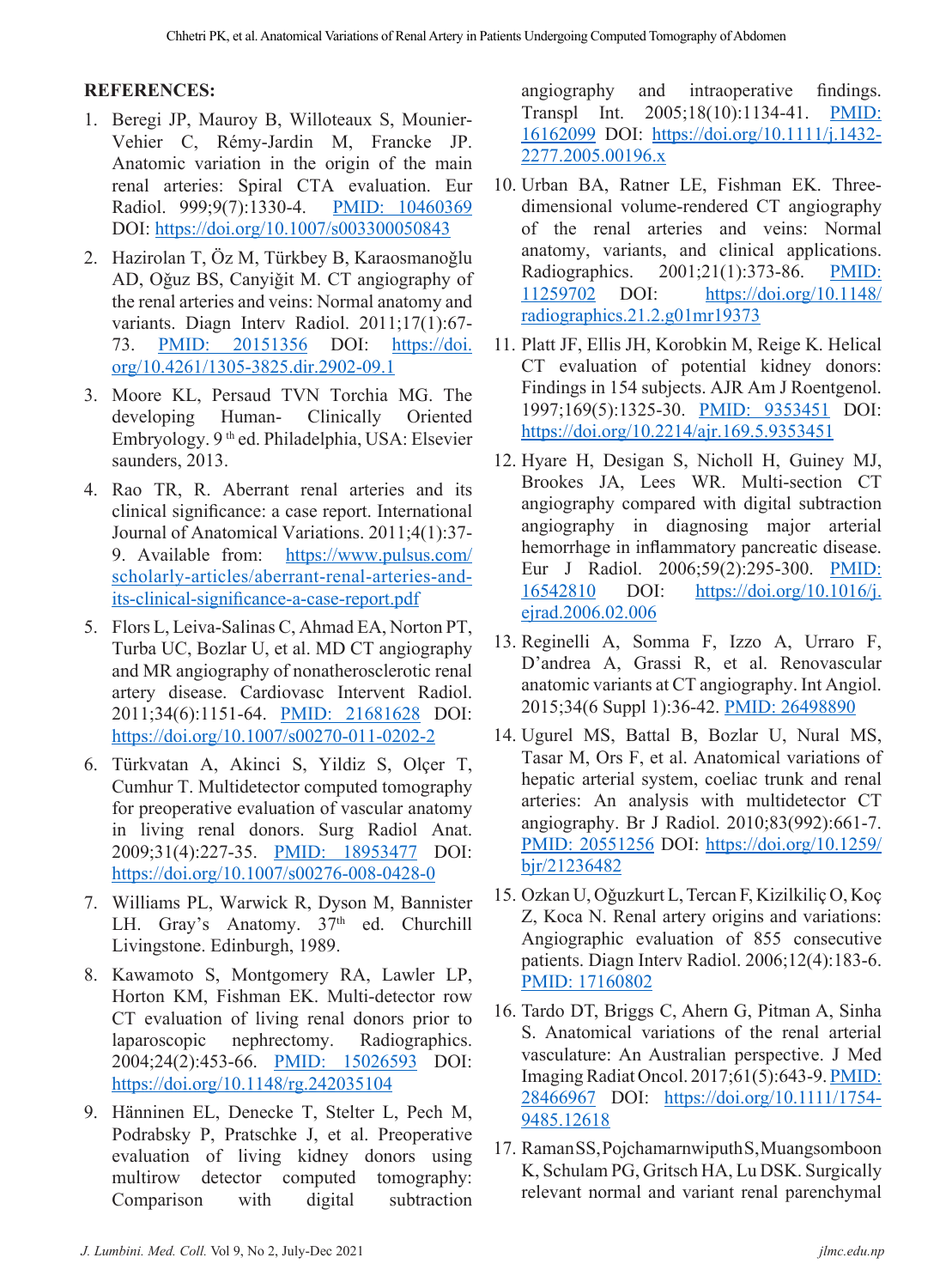**REFERENCES:**

1. Beregi JP, Mauroy B, Willoteaux S, Mounier-Vehier C, Rémy-Jardin M, Francke JP. Anatomic variation in the origin of the main renal arteries: Spiral CTA evaluation. Eur Radiol. 999;9(7):1330-4. PMID: 10460369 DOI: https://doi.org/10.1007/s003300050843
2. Hazirolan T, Öz M, Türkbey B, Karaosmanoğlu AD, Oğuz BS, Canyiğit M. CT angiography of the renal arteries and veins: Normal anatomy and variants. Diagn Interv Radiol. 2011;17(1):67-73. PMID: 20151356 DOI: https://doi.org/10.4261/1305-3825.dir.2902-09.1
3. Moore KL, Persaud TVN Torchia MG. The developing Human- Clinically Oriented Embryology. 9th ed. Philadelphia, USA: Elsevier saunders, 2013.
4. Rao TR, R. Aberrant renal arteries and its clinical significance: a case report. International Journal of Anatomical Variations. 2011;4(1):37-9. Available from: https://www.pulsus.com/scholarly-articles/aberrant-renal-arteries-and-its-clinical-significance-a-case-report.pdf
5. Flors L, Leiva-Salinas C, Ahmad EA, Norton PT, Turba UC, Bozlar U, et al. MD CT angiography and MR angiography of nonatherosclerotic renal artery disease. Cardiovasc Intervent Radiol. 2011;34(6):1151-64. PMID: 21681628 DOI: https://doi.org/10.1007/s00270-011-0202-2
6. Türkvatan A, Akinci S, Yildiz S, Olçer T, Cumhur T. Multidetector computed tomography for preoperative evaluation of vascular anatomy in living renal donors. Surg Radiol Anat. 2009;31(4):227-35. PMID: 18953477 DOI: https://doi.org/10.1007/s00276-008-0428-0
7. Williams PL, Warwick R, Dyson M, Bannister LH. Gray's Anatomy. 37th ed. Churchill Livingstone. Edinburgh, 1989.
8. Kawamoto S, Montgomery RA, Lawler LP, Horton KM, Fishman EK. Multi-detector row CT evaluation of living renal donors prior to laparoscopic nephrectomy. Radiographics. 2004;24(2):453-66. PMID: 15026593 DOI: https://doi.org/10.1148/rg.242035104
9. Hänninen EL, Denecke T, Stelter L, Pech M, Podrabsky P, Pratschke J, et al. Preoperative evaluation of living kidney donors using multirow detector computed tomography: Comparison with digital subtraction angiography and intraoperative findings. Transpl Int. 2005;18(10):1134-41. PMID: 16162099 DOI: https://doi.org/10.1111/j.1432-2277.2005.00196.x
10. Urban BA, Ratner LE, Fishman EK. Three-dimensional volume-rendered CT angiography of the renal arteries and veins: Normal anatomy, variants, and clinical applications. Radiographics. 2001;21(1):373-86. PMID: 11259702 DOI: https://doi.org/10.1148/radiographics.21.2.g01mr19373
11. Platt JF, Ellis JH, Korobkin M, Reige K. Helical CT evaluation of potential kidney donors: Findings in 154 subjects. AJR Am J Roentgenol. 1997;169(5):1325-30. PMID: 9353451 DOI: https://doi.org/10.2214/ajr.169.5.9353451
12. Hyare H, Desigan S, Nicholl H, Guiney MJ, Brookes JA, Lees WR. Multi-section CT angiography compared with digital subtraction angiography in diagnosing major arterial hemorrhage in inflammatory pancreatic disease. Eur J Radiol. 2006;59(2):295-300. PMID: 16542810 DOI: https://doi.org/10.1016/j.ejrad.2006.02.006
13. Reginelli A, Somma F, Izzo A, Urraro F, D'andrea A, Grassi R, et al. Renovascular anatomic variants at CT angiography. Int Angiol. 2015;34(6 Suppl 1):36-42. PMID: 26498890
14. Ugurel MS, Battal B, Bozlar U, Nural MS, Tasar M, Ors F, et al. Anatomical variations of hepatic arterial system, coeliac trunk and renal arteries: An analysis with multidetector CT angiography. Br J Radiol. 2010;83(992):661-7. PMID: 20551256 DOI: https://doi.org/10.1259/bjr/21236482
15. Ozkan U, Oğuzkurt L, Tercan F, Kizilkiliç O, Koç Z, Koca N. Renal artery origins and variations: Angiographic evaluation of 855 consecutive patients. Diagn Interv Radiol. 2006;12(4):183-6. PMID: 17160802
16. Tardo DT, Briggs C, Ahern G, Pitman A, Sinha S. Anatomical variations of the renal arterial vasculature: An Australian perspective. J Med Imaging Radiat Oncol. 2017;61(5):643-9. PMID: 28466967 DOI: https://doi.org/10.1111/1754-9485.12618
17. Raman SS, Pojchamarnwiputh S, Muangsomboon K, Schulam PG, Gritsch HA, Lu DSK. Surgically relevant normal and variant renal parenchymal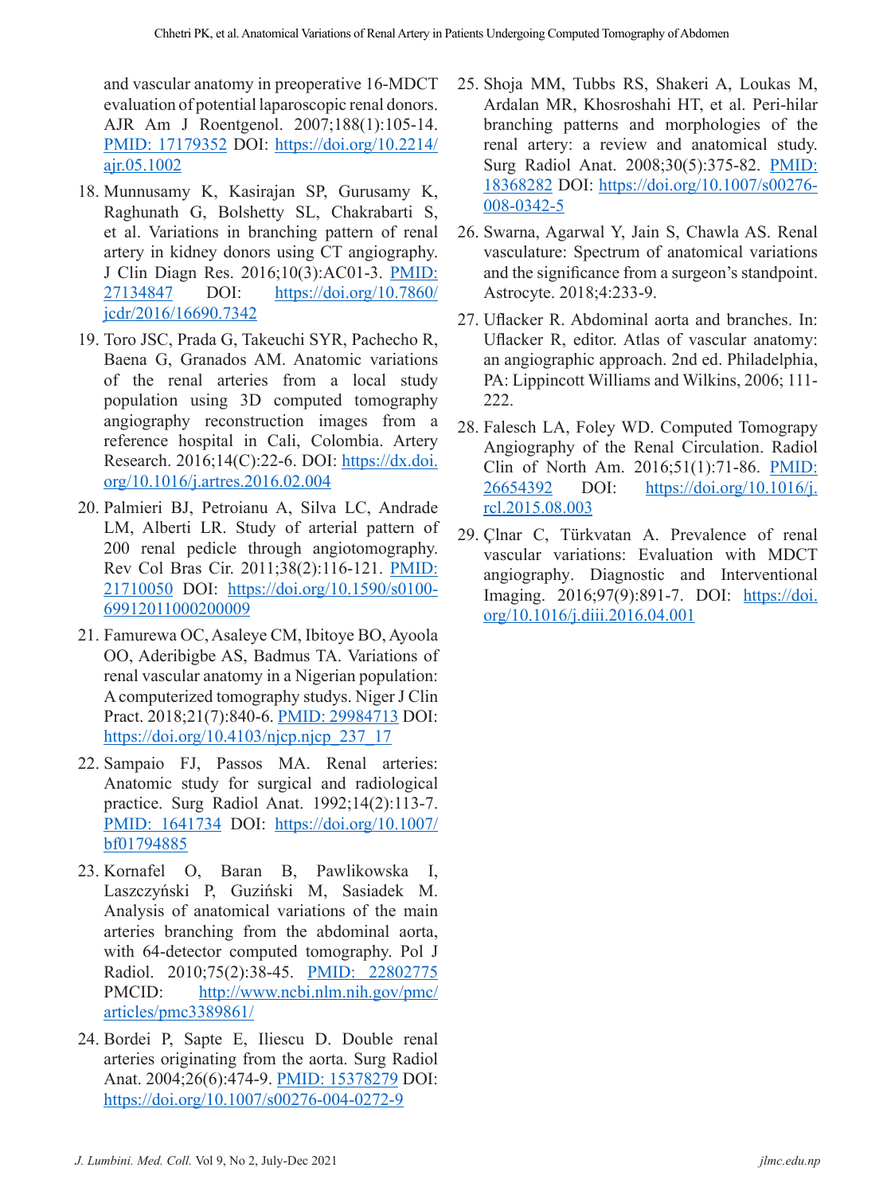and vascular anatomy in preoperative 16-MDCT evaluation of potential laparoscopic renal donors. AJR Am J Roentgenol. 2007;188(1):105-14. PMID: 17179352 DOI: https://doi.org/10.2214/ajr.05.1002

18. Munnusamy K, Kasirajan SP, Gurusamy K, Raghunath G, Bolshetty SL, Chakrabarti S, et al. Variations in branching pattern of renal artery in kidney donors using CT angiography. J Clin Diagn Res. 2016;10(3):AC01-3. PMID: 27134847 DOI: https://doi.org/10.7860/jcdr/2016/16690.7342
19. Toro JSC, Prada G, Takeuchi SYR, Pachecho R, Baena G, Granados AM. Anatomic variations of the renal arteries from a local study population using 3D computed tomography angiography reconstruction images from a reference hospital in Cali, Colombia. Artery Research. 2016;14(C):22-6. DOI: https://dx.doi.org/10.1016/j.artres.2016.02.004
20. Palmieri BJ, Petroianu A, Silva LC, Andrade LM, Alberti LR. Study of arterial pattern of 200 renal pedicle through angiotomography. Rev Col Bras Cir. 2011;38(2):116-121. PMID: 21710050 DOI: https://doi.org/10.1590/s0100-69912011000200009
21. Famurewa OC, Asaleye CM, Ibitoye BO, Ayoola OO, Aderibigbe AS, Badmus TA. Variations of renal vascular anatomy in a Nigerian population: A computerized tomography studys. Niger J Clin Pract. 2018;21(7):840-6. PMID: 29984713 DOI: https://doi.org/10.4103/njcp.njcp_237_17
22. Sampaio FJ, Passos MA. Renal arteries: Anatomic study for surgical and radiological practice. Surg Radiol Anat. 1992;14(2):113-7. PMID: 1641734 DOI: https://doi.org/10.1007/bf01794885
23. Kornafel O, Baran B, Pawlikowska I, Laszczyński P, Guziński M, Sasiadek M. Analysis of anatomical variations of the main arteries branching from the abdominal aorta, with 64-detector computed tomography. Pol J Radiol. 2010;75(2):38-45. PMID: 22802775 PMCID: http://www.ncbi.nlm.nih.gov/pmc/articles/pmc3389861/
24. Bordei P, Sapte E, Iliescu D. Double renal arteries originating from the aorta. Surg Radiol Anat. 2004;26(6):474-9. PMID: 15378279 DOI: https://doi.org/10.1007/s00276-004-0272-9
25. Shoja MM, Tubbs RS, Shakeri A, Loukas M, Ardalan MR, Khosroshahi HT, et al. Peri-hilar branching patterns and morphologies of the renal artery: a review and anatomical study. Surg Radiol Anat. 2008;30(5):375-82. PMID: 18368282 DOI: https://doi.org/10.1007/s00276-008-0342-5
26. Swarna, Agarwal Y, Jain S, Chawla AS. Renal vasculature: Spectrum of anatomical variations and the significance from a surgeon's standpoint. Astrocyte. 2018;4:233-9.
27. Uflacker R. Abdominal aorta and branches. In: Uflacker R, editor. Atlas of vascular anatomy: an angiographic approach. 2nd ed. Philadelphia, PA: Lippincott Williams and Wilkins, 2006; 111-222.
28. Falesch LA, Foley WD. Computed Tomograpy Angiography of the Renal Circulation. Radiol Clin of North Am. 2016;51(1):71-86. PMID: 26654392 DOI: https://doi.org/10.1016/j.rcl.2015.08.003
29. Çlnar C, Türkvatan A. Prevalence of renal vascular variations: Evaluation with MDCT angiography. Diagnostic and Interventional Imaging. 2016;97(9):891-7. DOI: https://doi.org/10.1016/j.diii.2016.04.001